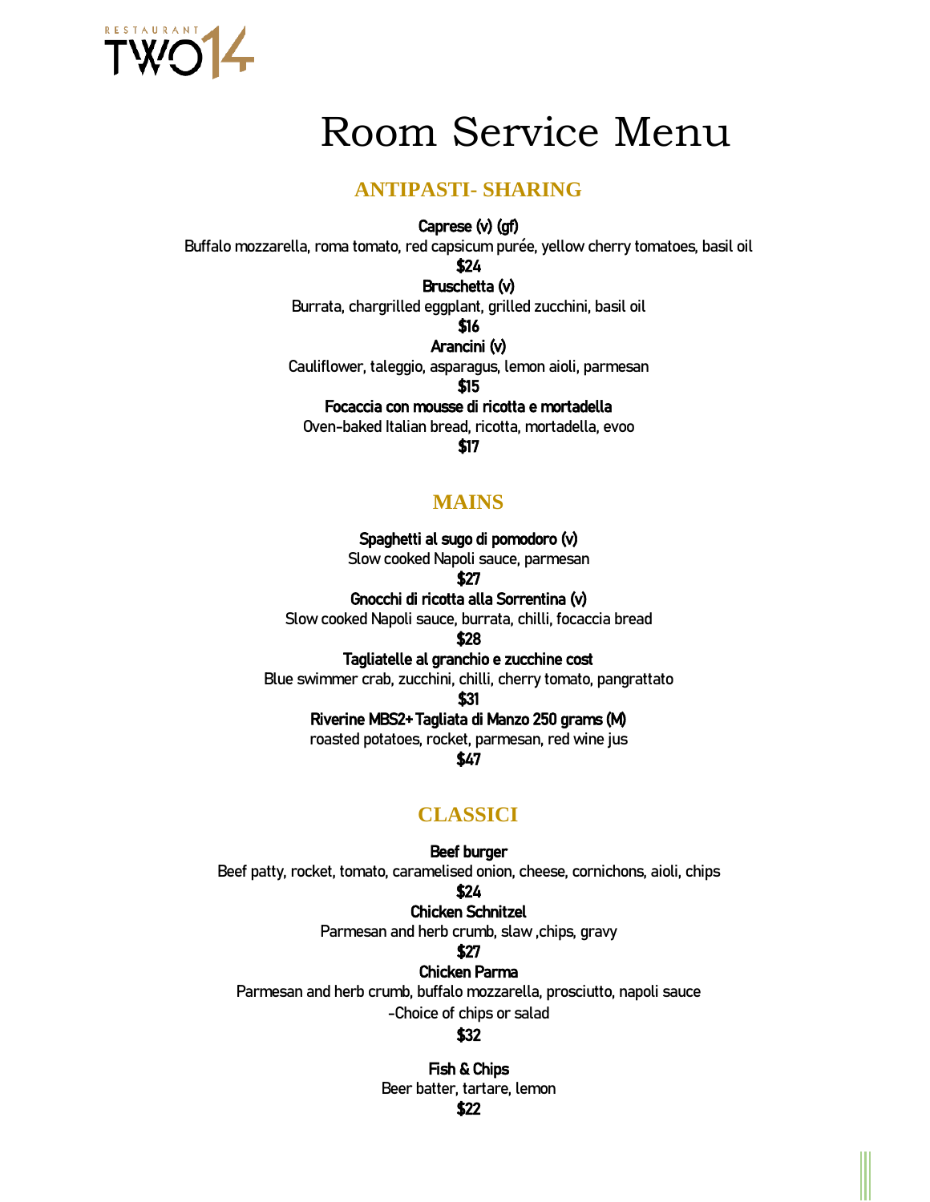RESTAURANT TWO14

# Room Service Menu

## ANTIPASTI- SHARING

**Caprese (v) (gf)**
Buffalo mozzarella, roma tomato, red capsicum purée, yellow cherry tomatoes, basil oil
**$24**

**Bruschetta (v)**
Burrata, chargrilled eggplant, grilled zucchini, basil oil
**$16**

**Arancini (v)**
Cauliflower, taleggio, asparagus, lemon aioli, parmesan
**$15**

**Focaccia con mousse di ricotta e mortadella**
Oven-baked Italian bread, ricotta, mortadella, evoo
**$17**

## MAINS

**Spaghetti al sugo di pomodoro (v)**
Slow cooked Napoli sauce, parmesan
**$27**

**Gnocchi di ricotta alla Sorrentina (v)**
Slow cooked Napoli sauce, burrata, chilli, focaccia bread
**$28**

**Tagliatelle al granchio e zucchine cost**
Blue swimmer crab, zucchini, chilli, cherry tomato, pangrattato
**$31**

**Riverine MBS2+ Tagliata di Manzo 250 grams (M)**
roasted potatoes, rocket, parmesan, red wine jus
**$47**

## CLASSICI

**Beef burger**
Beef patty, rocket, tomato, caramelised onion, cheese, cornichons, aioli, chips
**$24**

**Chicken Schnitzel**
Parmesan and herb crumb, slaw ,chips, gravy
**$27**

**Chicken Parma**
Parmesan and herb crumb, buffalo mozzarella, prosciutto, napoli sauce
-Choice of chips or salad
**$32**

**Fish & Chips**
Beer batter, tartare, lemon
**$22**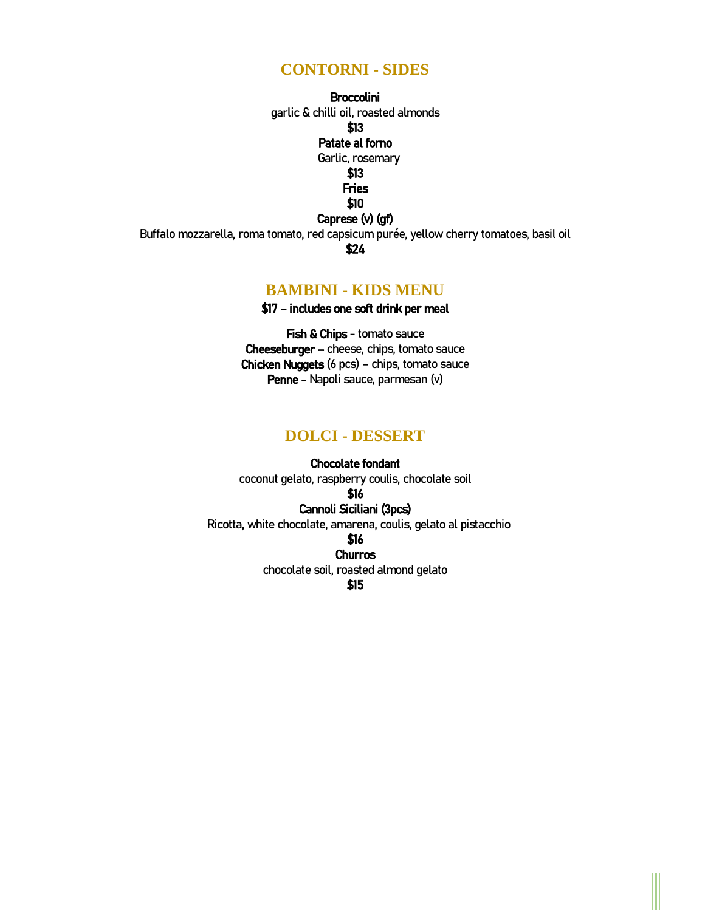## CONTORNI - SIDES

**Broccolini**
garlic & chilli oil, roasted almonds
**$13**

**Patate al forno**
Garlic, rosemary
**$13**

**Fries**
**$10**

**Caprese (v) (gf)**
Buffalo mozzarella, roma tomato, red capsicum purée, yellow cherry tomatoes, basil oil
**$24**

## BAMBINI - KIDS MENU

**$17 – includes one soft drink per meal**

**Fish & Chips** - tomato sauce
**Cheeseburger –** cheese, chips, tomato sauce
**Chicken Nuggets** (6 pcs) – chips, tomato sauce
**Penne -** Napoli sauce, parmesan (v)

## DOLCI - DESSERT

**Chocolate fondant**
coconut gelato, raspberry coulis, chocolate soil
**$16**

**Cannoli Siciliani (3pcs)**
Ricotta, white chocolate, amarena, coulis, gelato al pistacchio
**$16**

**Churros**
chocolate soil, roasted almond gelato
**$15**